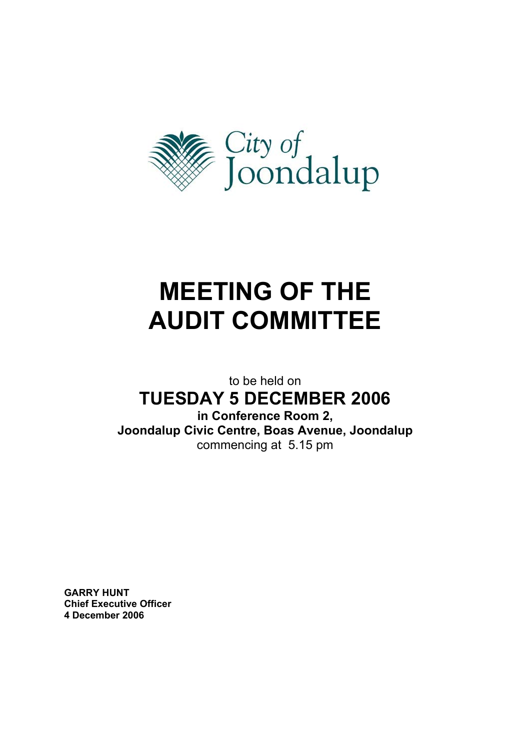City of Joondalup

# MEETING OF THE AUDIT COMMITTEE

to be held on

## TUESDAY 5 DECEMBER 2006

**in Conference Room 2,**
**Joondalup Civic Centre, Boas Avenue, Joondalup**
commencing at 5.15 pm

**GARRY HUNT**
**Chief Executive Officer**
**4 December 2006**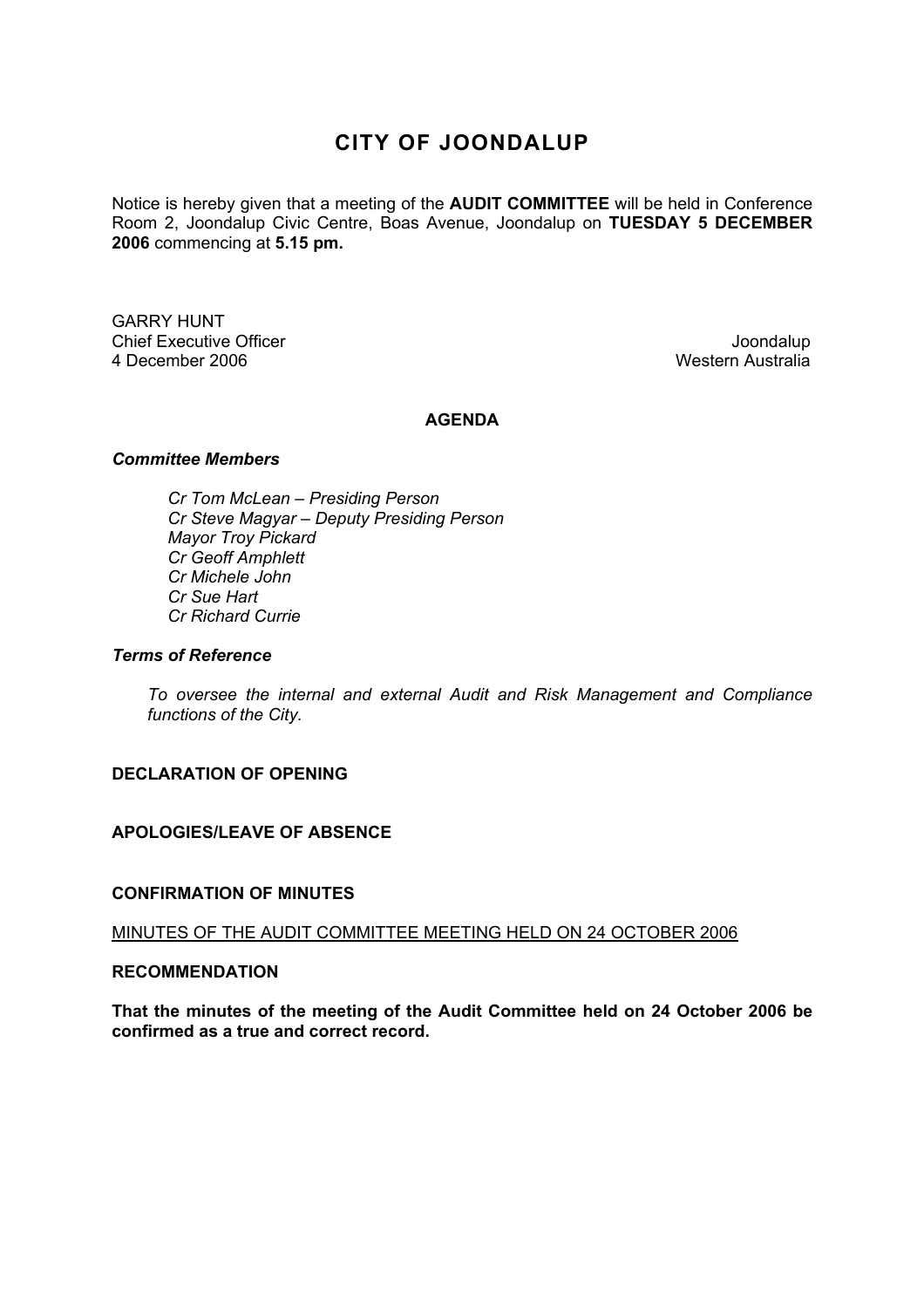# CITY OF JOONDALUP

Notice is hereby given that a meeting of the **AUDIT COMMITTEE** will be held in Conference Room 2, Joondalup Civic Centre, Boas Avenue, Joondalup on **TUESDAY 5 DECEMBER 2006** commencing at **5.15 pm.**

GARRY HUNT
Chief Executive Officer
4 December 2006

Joondalup
Western Australia

## AGENDA

***Committee Members***

*Cr Tom McLean – Presiding Person*
*Cr Steve Magyar – Deputy Presiding Person*
*Mayor Troy Pickard*
*Cr Geoff Amphlett*
*Cr Michele John*
*Cr Sue Hart*
*Cr Richard Currie*

***Terms of Reference***

*To oversee the internal and external Audit and Risk Management and Compliance functions of the City.*

**DECLARATION OF OPENING**

**APOLOGIES/LEAVE OF ABSENCE**

**CONFIRMATION OF MINUTES**

MINUTES OF THE AUDIT COMMITTEE MEETING HELD ON 24 OCTOBER 2006

**RECOMMENDATION**

**That the minutes of the meeting of the Audit Committee held on 24 October 2006 be confirmed as a true and correct record.**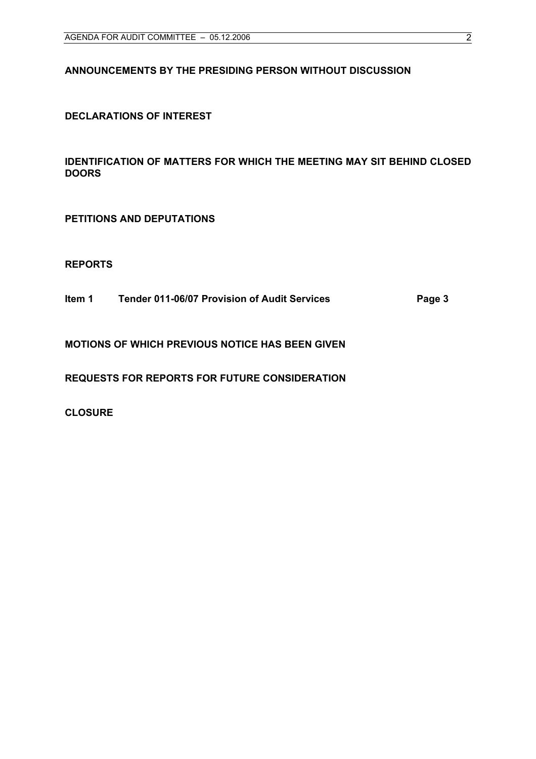**ANNOUNCEMENTS BY THE PRESIDING PERSON WITHOUT DISCUSSION**

**DECLARATIONS OF INTEREST**

**IDENTIFICATION OF MATTERS FOR WHICH THE MEETING MAY SIT BEHIND CLOSED DOORS**

**PETITIONS AND DEPUTATIONS**

**REPORTS**

**Item 1 Tender 011-06/07 Provision of Audit Services Page 3**

**MOTIONS OF WHICH PREVIOUS NOTICE HAS BEEN GIVEN**

**REQUESTS FOR REPORTS FOR FUTURE CONSIDERATION**

**CLOSURE**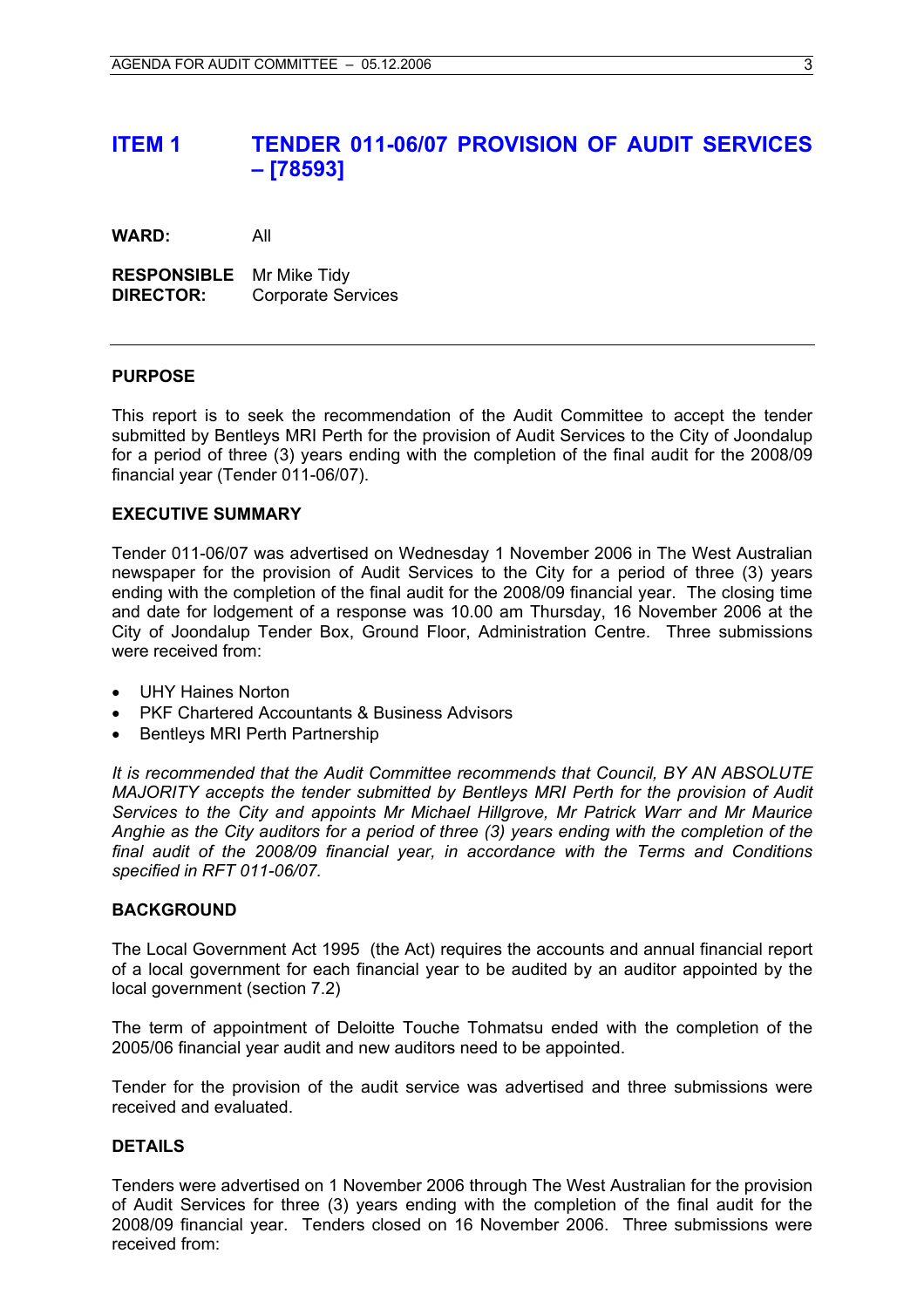# ITEM 1 TENDER 011-06/07 PROVISION OF AUDIT SERVICES – [78593]

**WARD:** All

**RESPONSIBLE DIRECTOR:** Mr Mike Tidy
Corporate Services

## PURPOSE

This report is to seek the recommendation of the Audit Committee to accept the tender submitted by Bentleys MRI Perth for the provision of Audit Services to the City of Joondalup for a period of three (3) years ending with the completion of the final audit for the 2008/09 financial year (Tender 011-06/07).

## EXECUTIVE SUMMARY

Tender 011-06/07 was advertised on Wednesday 1 November 2006 in The West Australian newspaper for the provision of Audit Services to the City for a period of three (3) years ending with the completion of the final audit for the 2008/09 financial year. The closing time and date for lodgement of a response was 10.00 am Thursday, 16 November 2006 at the City of Joondalup Tender Box, Ground Floor, Administration Centre. Three submissions were received from:

- UHY Haines Norton
- PKF Chartered Accountants & Business Advisors
- Bentleys MRI Perth Partnership

*It is recommended that the Audit Committee recommends that Council, BY AN ABSOLUTE MAJORITY accepts the tender submitted by Bentleys MRI Perth for the provision of Audit Services to the City and appoints Mr Michael Hillgrove, Mr Patrick Warr and Mr Maurice Anghie as the City auditors for a period of three (3) years ending with the completion of the final audit of the 2008/09 financial year, in accordance with the Terms and Conditions specified in RFT 011-06/07.*

## BACKGROUND

The Local Government Act 1995 (the Act) requires the accounts and annual financial report of a local government for each financial year to be audited by an auditor appointed by the local government (section 7.2)

The term of appointment of Deloitte Touche Tohmatsu ended with the completion of the 2005/06 financial year audit and new auditors need to be appointed.

Tender for the provision of the audit service was advertised and three submissions were received and evaluated.

## DETAILS

Tenders were advertised on 1 November 2006 through The West Australian for the provision of Audit Services for three (3) years ending with the completion of the final audit for the 2008/09 financial year. Tenders closed on 16 November 2006. Three submissions were received from: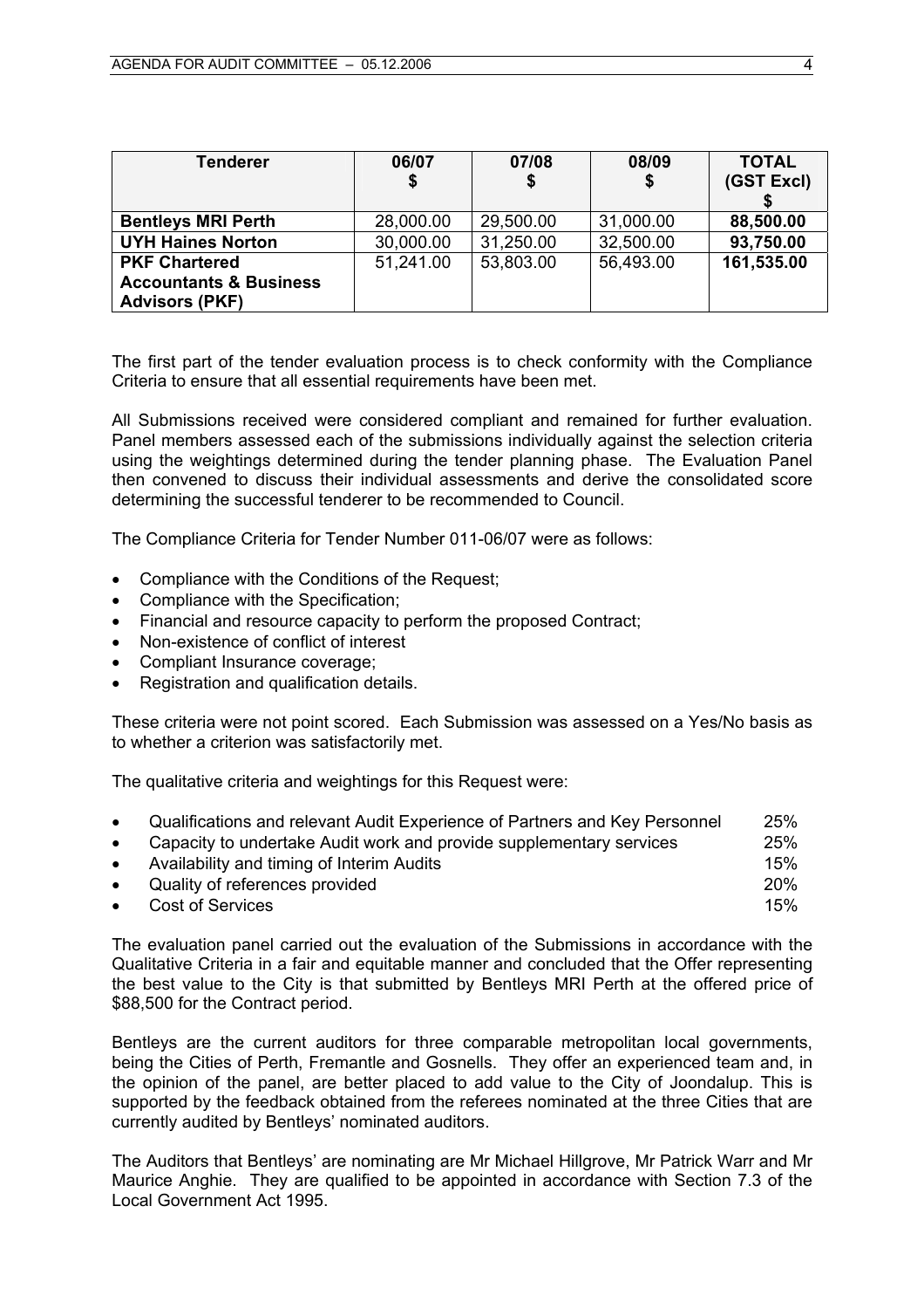| Tenderer | 06/07 $ | 07/08 $ | 08/09 $ | TOTAL (GST Excl) $ |
|---|---|---|---|---|
| **Bentleys MRI Perth** | 28,000.00 | 29,500.00 | 31,000.00 | **88,500.00** |
| **UYH Haines Norton** | 30,000.00 | 31,250.00 | 32,500.00 | **93,750.00** |
| **PKF Chartered Accountants & Business Advisors (PKF)** | 51,241.00 | 53,803.00 | 56,493.00 | **161,535.00** |

The first part of the tender evaluation process is to check conformity with the Compliance Criteria to ensure that all essential requirements have been met.

All Submissions received were considered compliant and remained for further evaluation. Panel members assessed each of the submissions individually against the selection criteria using the weightings determined during the tender planning phase. The Evaluation Panel then convened to discuss their individual assessments and derive the consolidated score determining the successful tenderer to be recommended to Council.

The Compliance Criteria for Tender Number 011-06/07 were as follows:

- Compliance with the Conditions of the Request;
- Compliance with the Specification;
- Financial and resource capacity to perform the proposed Contract;
- Non-existence of conflict of interest
- Compliant Insurance coverage;
- Registration and qualification details.

These criteria were not point scored. Each Submission was assessed on a Yes/No basis as to whether a criterion was satisfactorily met.

The qualitative criteria and weightings for this Request were:

- Qualifications and relevant Audit Experience of Partners and Key Personnel 25%
- Capacity to undertake Audit work and provide supplementary services 25%
- Availability and timing of Interim Audits 15%
- Quality of references provided 20%
- Cost of Services 15%

The evaluation panel carried out the evaluation of the Submissions in accordance with the Qualitative Criteria in a fair and equitable manner and concluded that the Offer representing the best value to the City is that submitted by Bentleys MRI Perth at the offered price of $88,500 for the Contract period.

Bentleys are the current auditors for three comparable metropolitan local governments, being the Cities of Perth, Fremantle and Gosnells. They offer an experienced team and, in the opinion of the panel, are better placed to add value to the City of Joondalup. This is supported by the feedback obtained from the referees nominated at the three Cities that are currently audited by Bentleys' nominated auditors.

The Auditors that Bentleys' are nominating are Mr Michael Hillgrove, Mr Patrick Warr and Mr Maurice Anghie. They are qualified to be appointed in accordance with Section 7.3 of the Local Government Act 1995.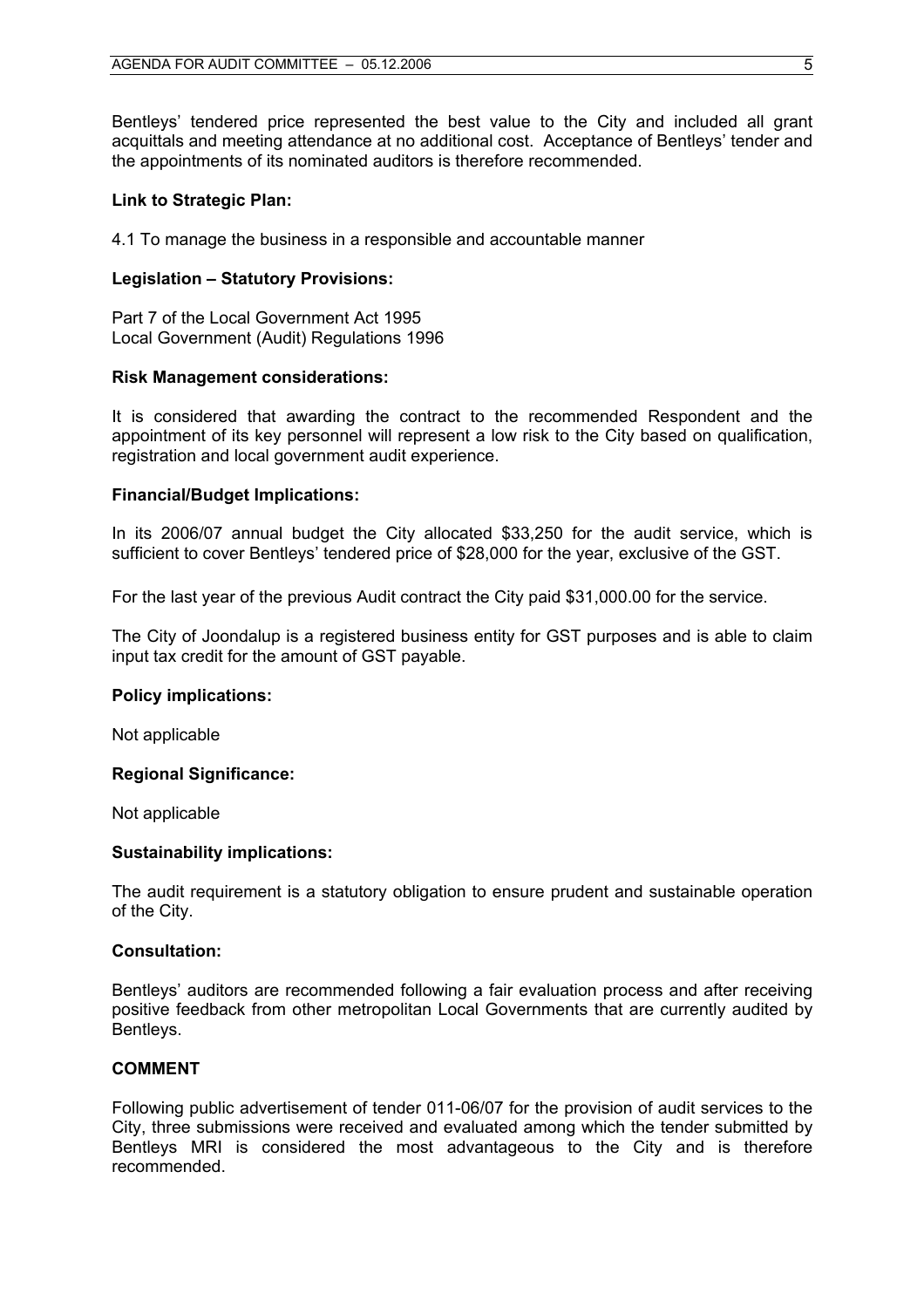Bentleys' tendered price represented the best value to the City and included all grant acquittals and meeting attendance at no additional cost. Acceptance of Bentleys' tender and the appointments of its nominated auditors is therefore recommended.

**Link to Strategic Plan:**

4.1 To manage the business in a responsible and accountable manner

**Legislation – Statutory Provisions:**

Part 7 of the Local Government Act 1995
Local Government (Audit) Regulations 1996

**Risk Management considerations:**

It is considered that awarding the contract to the recommended Respondent and the appointment of its key personnel will represent a low risk to the City based on qualification, registration and local government audit experience.

**Financial/Budget Implications:**

In its 2006/07 annual budget the City allocated $33,250 for the audit service, which is sufficient to cover Bentleys' tendered price of $28,000 for the year, exclusive of the GST.

For the last year of the previous Audit contract the City paid $31,000.00 for the service.

The City of Joondalup is a registered business entity for GST purposes and is able to claim input tax credit for the amount of GST payable.

**Policy implications:**

Not applicable

**Regional Significance:**

Not applicable

**Sustainability implications:**

The audit requirement is a statutory obligation to ensure prudent and sustainable operation of the City.

**Consultation:**

Bentleys' auditors are recommended following a fair evaluation process and after receiving positive feedback from other metropolitan Local Governments that are currently audited by Bentleys.

**COMMENT**

Following public advertisement of tender 011-06/07 for the provision of audit services to the City, three submissions were received and evaluated among which the tender submitted by Bentleys MRI is considered the most advantageous to the City and is therefore recommended.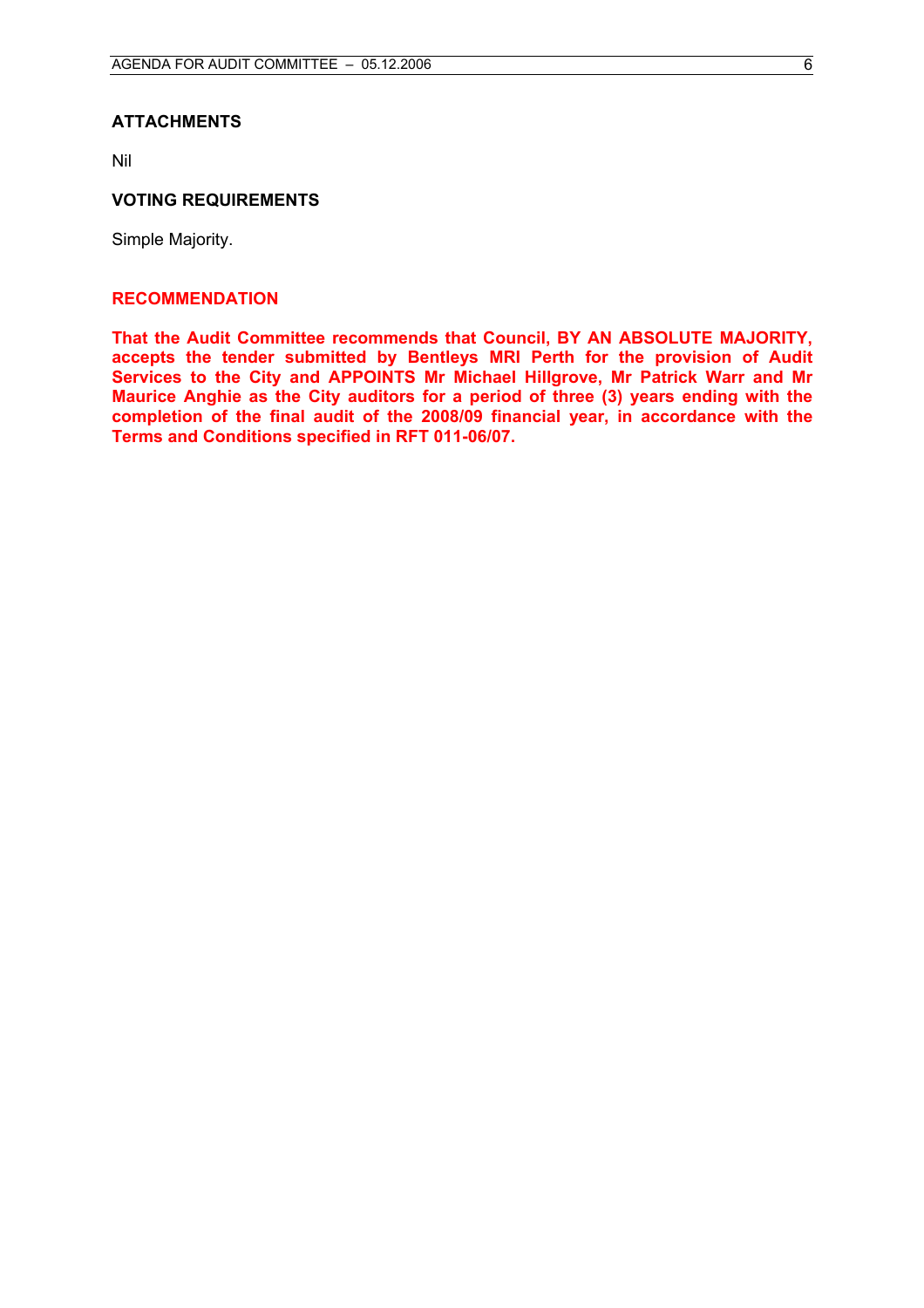## ATTACHMENTS

Nil

## VOTING REQUIREMENTS

Simple Majority.

## RECOMMENDATION

**That the Audit Committee recommends that Council, BY AN ABSOLUTE MAJORITY, accepts the tender submitted by Bentleys MRI Perth for the provision of Audit Services to the City and APPOINTS Mr Michael Hillgrove, Mr Patrick Warr and Mr Maurice Anghie as the City auditors for a period of three (3) years ending with the completion of the final audit of the 2008/09 financial year, in accordance with the Terms and Conditions specified in RFT 011-06/07.**